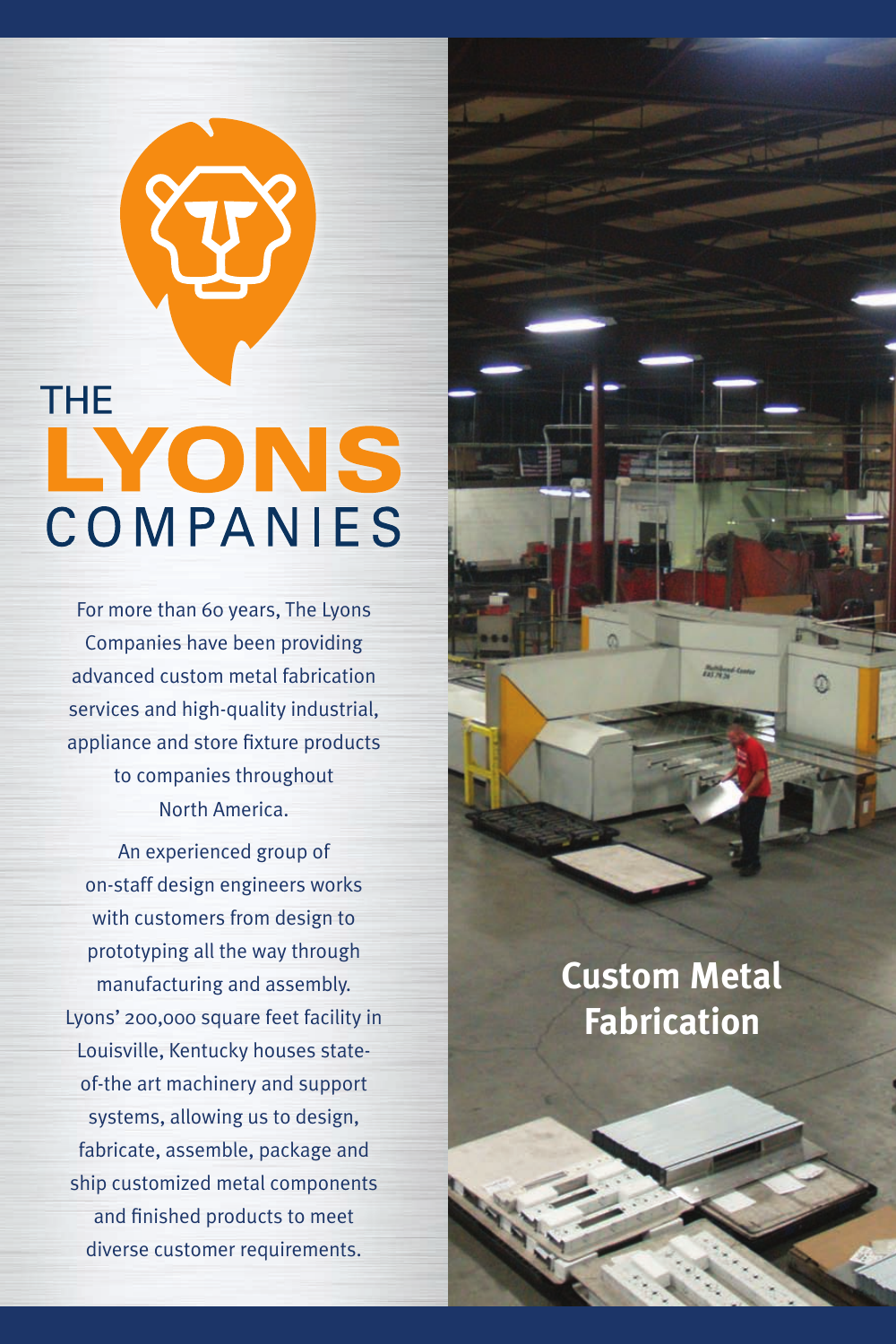# THE LYONS COMPANIES

For more than 60 years, The Lyons Companies have been providing advanced custom metal fabrication services and high-quality industrial, appliance and store fixture products to companies throughout North America.

An experienced group of on-staff design engineers works with customers from design to prototyping all the way through manufacturing and assembly. Lyons' 200,000 square feet facility in Louisville, Kentucky houses state-of-the art machinery and support systems, allowing us to design, fabricate, assemble, package and ship customized metal components and finished products to meet diverse customer requirements.

## Custom Metal Fabrication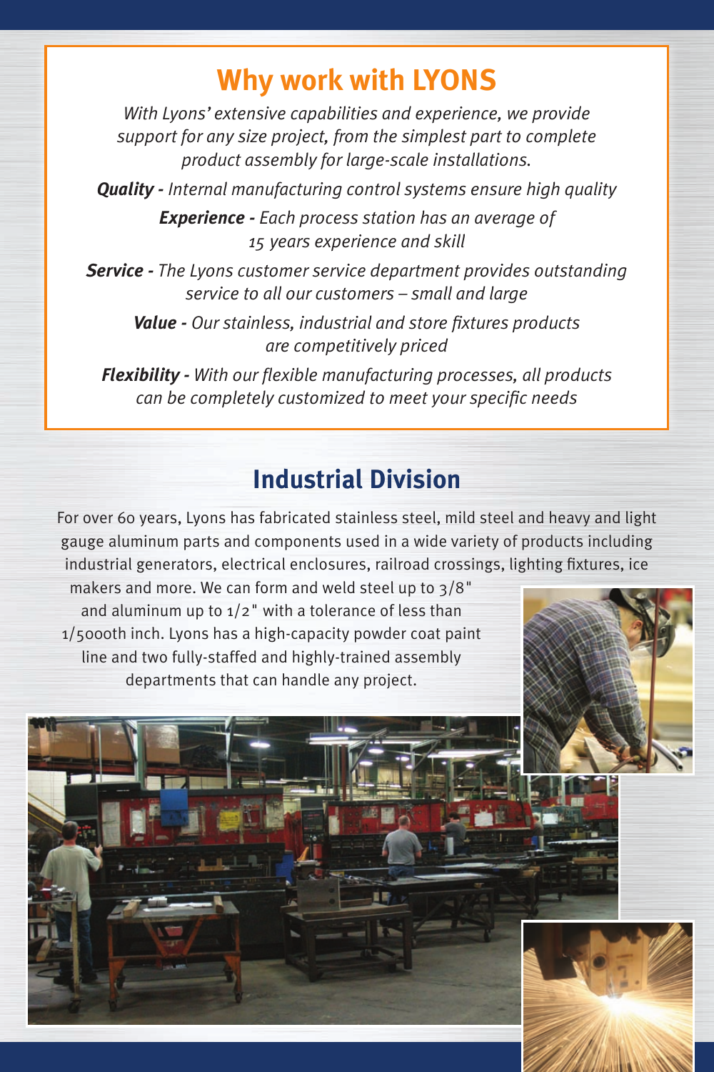## Why work with LYONS

*With Lyons' extensive capabilities and experience, we provide support for any size project, from the simplest part to complete product assembly for large-scale installations.*

***Quality*** *- Internal manufacturing control systems ensure high quality*

***Experience*** *- Each process station has an average of 15 years experience and skill*

***Service*** *- The Lyons customer service department provides outstanding service to all our customers – small and large*

***Value*** *- Our stainless, industrial and store fixtures products are competitively priced*

***Flexibility*** *- With our flexible manufacturing processes, all products can be completely customized to meet your specific needs*

## Industrial Division

For over 60 years, Lyons has fabricated stainless steel, mild steel and heavy and light gauge aluminum parts and components used in a wide variety of products including industrial generators, electrical enclosures, railroad crossings, lighting fixtures, ice makers and more. We can form and weld steel up to 3/8" and aluminum up to 1/2" with a tolerance of less than 1/5000th inch. Lyons has a high-capacity powder coat paint line and two fully-staffed and highly-trained assembly departments that can handle any project.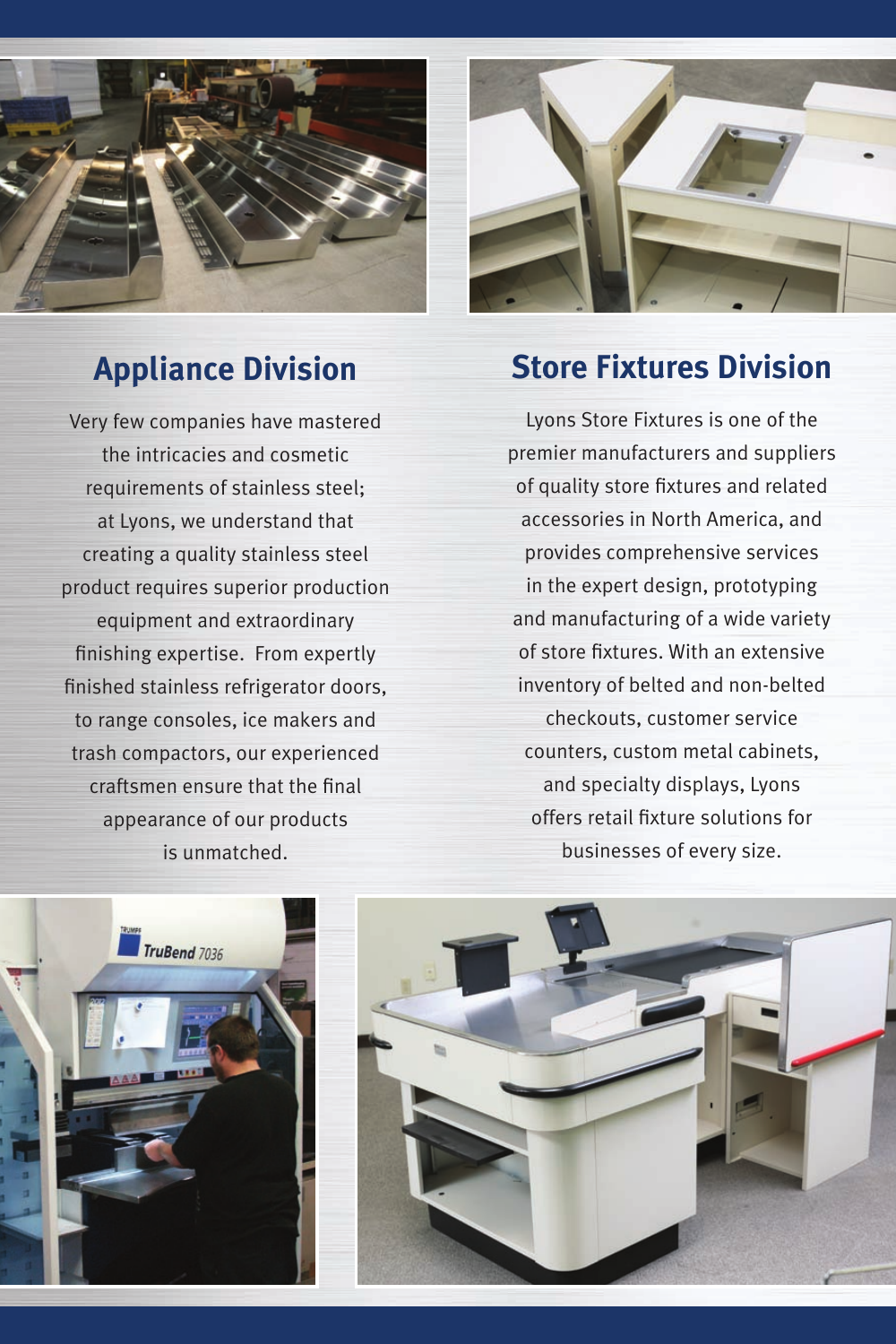## Appliance Division

Very few companies have mastered the intricacies and cosmetic requirements of stainless steel; at Lyons, we understand that creating a quality stainless steel product requires superior production equipment and extraordinary finishing expertise. From expertly finished stainless refrigerator doors, to range consoles, ice makers and trash compactors, our experienced craftsmen ensure that the final appearance of our products is unmatched.

## Store Fixtures Division

Lyons Store Fixtures is one of the premier manufacturers and suppliers of quality store fixtures and related accessories in North America, and provides comprehensive services in the expert design, prototyping and manufacturing of a wide variety of store fixtures. With an extensive inventory of belted and non-belted checkouts, customer service counters, custom metal cabinets, and specialty displays, Lyons offers retail fixture solutions for businesses of every size.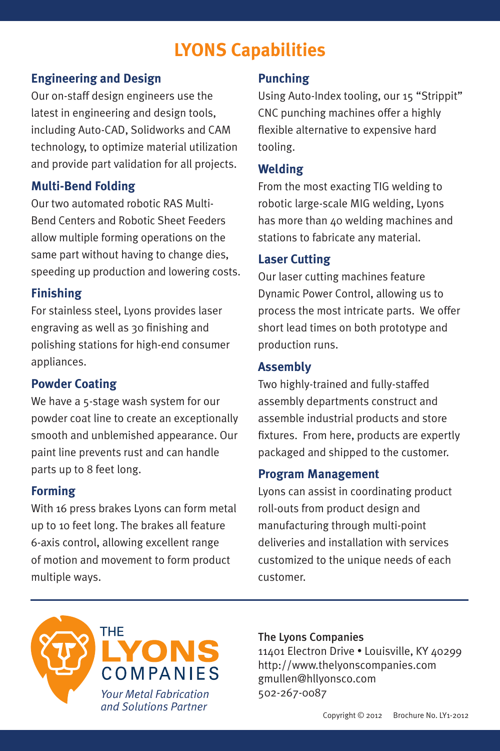# LYONS Capabilities

## Engineering and Design

Our on-staff design engineers use the latest in engineering and design tools, including Auto-CAD, Solidworks and CAM technology, to optimize material utilization and provide part validation for all projects.

## Multi-Bend Folding

Our two automated robotic RAS Multi-Bend Centers and Robotic Sheet Feeders allow multiple forming operations on the same part without having to change dies, speeding up production and lowering costs.

## Finishing

For stainless steel, Lyons provides laser engraving as well as 30 finishing and polishing stations for high-end consumer appliances.

## Powder Coating

We have a 5-stage wash system for our powder coat line to create an exceptionally smooth and unblemished appearance. Our paint line prevents rust and can handle parts up to 8 feet long.

## Forming

With 16 press brakes Lyons can form metal up to 10 feet long. The brakes all feature 6-axis control, allowing excellent range of motion and movement to form product multiple ways.

## Punching

Using Auto-Index tooling, our 15 "Strippit" CNC punching machines offer a highly flexible alternative to expensive hard tooling.

## Welding

From the most exacting TIG welding to robotic large-scale MIG welding, Lyons has more than 40 welding machines and stations to fabricate any material.

## Laser Cutting

Our laser cutting machines feature Dynamic Power Control, allowing us to process the most intricate parts. We offer short lead times on both prototype and production runs.

## Assembly

Two highly-trained and fully-staffed assembly departments construct and assemble industrial products and store fixtures. From here, products are expertly packaged and shipped to the customer.

## Program Management

Lyons can assist in coordinating product roll-outs from product design and manufacturing through multi-point deliveries and installation with services customized to the unique needs of each customer.

---

THE LYONS COMPANIES

*Your Metal Fabrication and Solutions Partner*

**The Lyons Companies**
11401 Electron Drive • Louisville, KY 40299
http://www.thelyonscompanies.com
gmullen@hllyonsco.com
502-267-0087

Copyright © 2012 Brochure No. LY1-2012